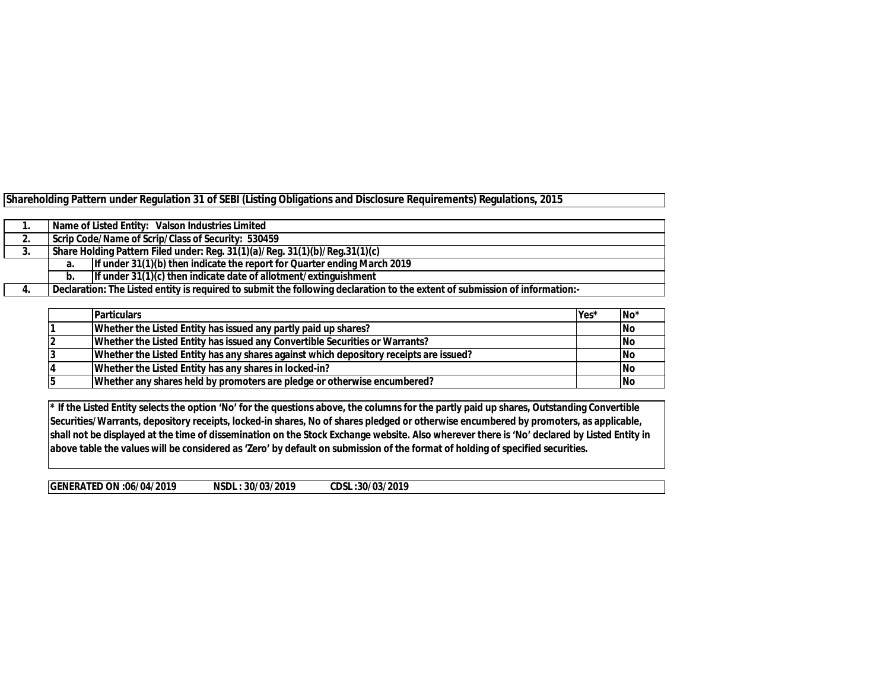**Shareholding Pattern under Regulation 31 of SEBI (Listing Obligations and Disclosure Requirements) Regulations, 2015**

| | | |
|---|---|---|
| 1. | Name of Listed Entity: Valson Industries Limited | |
| 2. | Scrip Code/Name of Scrip/Class of Security: 530459 | |
| 3. | Share Holding Pattern Filed under: Reg. 31(1)(a)/Reg. 31(1)(b)/Reg.31(1)(c) | |
| | a. | If under 31(1)(b) then indicate the report for Quarter ending March 2019 |
| | b. | If under 31(1)(c) then indicate date of allotment/extinguishment |
| 4. | Declaration: The Listed entity is required to submit the following declaration to the extent of submission of information:- | |

| | Particulars | Yes* | No* |
|---|---|---|---|
| 1 | Whether the Listed Entity has issued any partly paid up shares? | | No |
| 2 | Whether the Listed Entity has issued any Convertible Securities or Warrants? | | No |
| 3 | Whether the Listed Entity has any shares against which depository receipts are issued? | | No |
| 4 | Whether the Listed Entity has any shares in locked-in? | | No |
| 5 | Whether any shares held by promoters are pledge or otherwise encumbered? | | No |

**\* If the Listed Entity selects the option 'No' for the questions above, the columns for the partly paid up shares, Outstanding Convertible Securities/Warrants, depository receipts, locked-in shares, No of shares pledged or otherwise encumbered by promoters, as applicable, shall not be displayed at the time of dissemination on the Stock Exchange website. Also wherever there is 'No' declared by Listed Entity in above table the values will be considered as 'Zero' by default on submission of the format of holding of specified securities.**

**GENERATED ON :06/04/2019 NSDL : 30/03/2019 CDSL :30/03/2019**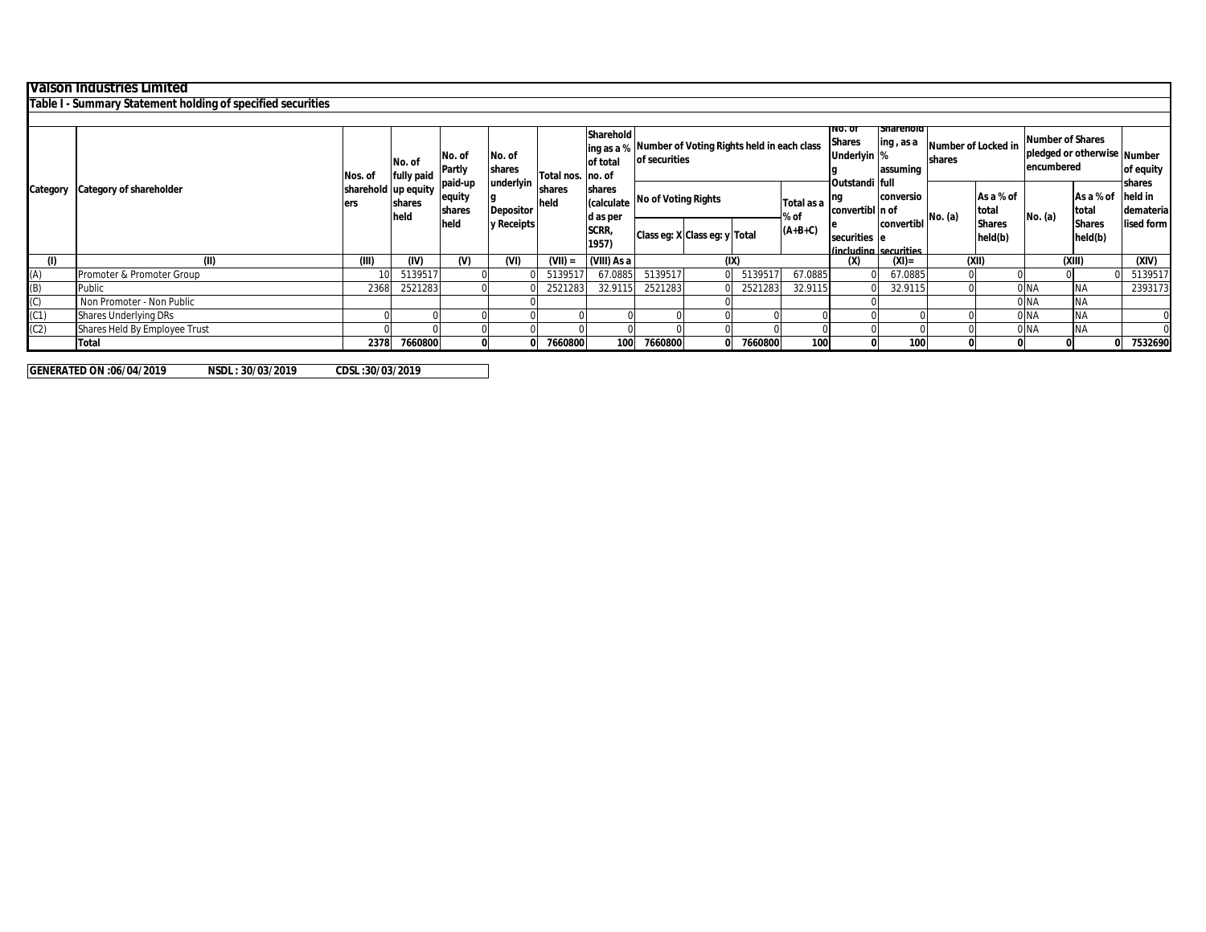# Valson Industries Limited

## Table I - Summary Statement holding of specified securities

| Category | Category of shareholder | Nos. of shareholders | No. of fully paid up equity shares held | No. of Partly paid-up equity shares held | No. of shares underlying Depository Receipts | Total nos. shares held | Shareholding as a % of total no. of shares (calculated as per SCRR, 1957) | Number of Voting Rights held in each class of securities | | | | No. of Shares Underlying Outstanding convertible securities (including | Shareholding , as a % assuming full conversion of convertible securities | Number of Locked in shares | | Number of Shares pledged or otherwise encumbered | | Number of equity shares held in dematerialised form |
|---|---|---|---|---|---|---|---|---|---|---|---|---|---|---|---|---|---|---|
| | | | | | | | | No of Voting Rights | | | Total as a % of (A+B+C) | | | No. (a) | As a % of total Shares held(b) | No. (a) | As a % of total Shares held(b) | |
| | | | | | | | | Class eg: X | Class eg: y | Total | | | | | | | | |
| (I) | (II) | (III) | (IV) | (V) | (VI) | (VII) = | (VIII) As a | (IX) | | | | (X) | (XI)= | (XII) | | (XIII) | | (XIV) |
| (A) | Promoter & Promoter Group | 10 | 5139517 | 0 | 0 | 5139517 | 67.0885 | 5139517 | 0 | 5139517 | 67.0885 | 0 | 67.0885 | 0 | 0 | 0 | 0 | 5139517 |
| (B) | Public | 2368 | 2521283 | 0 | 0 | 2521283 | 32.9115 | 2521283 | 0 | 2521283 | 32.9115 | 0 | 32.9115 | 0 | 0 | NA | NA | 2393173 |
| (C) | Non Promoter - Non Public | | | | 0 | | | | 0 | | | 0 | | | 0 | NA | NA | |
| (C1) | Shares Underlying DRs | 0 | 0 | 0 | 0 | 0 | 0 | 0 | 0 | 0 | 0 | 0 | 0 | 0 | 0 | NA | NA | 0 |
| (C2) | Shares Held By Employee Trust | 0 | 0 | 0 | 0 | 0 | 0 | 0 | 0 | 0 | 0 | 0 | 0 | 0 | 0 | NA | NA | 0 |
| | **Total** | **2378** | **7660800** | **0** | **0** | **7660800** | **100** | **7660800** | **0** | **7660800** | **100** | **0** | **100** | **0** | **0** | **0** | **0** | **7532690** |

**GENERATED ON :06/04/2019 NSDL : 30/03/2019 CDSL :30/03/2019**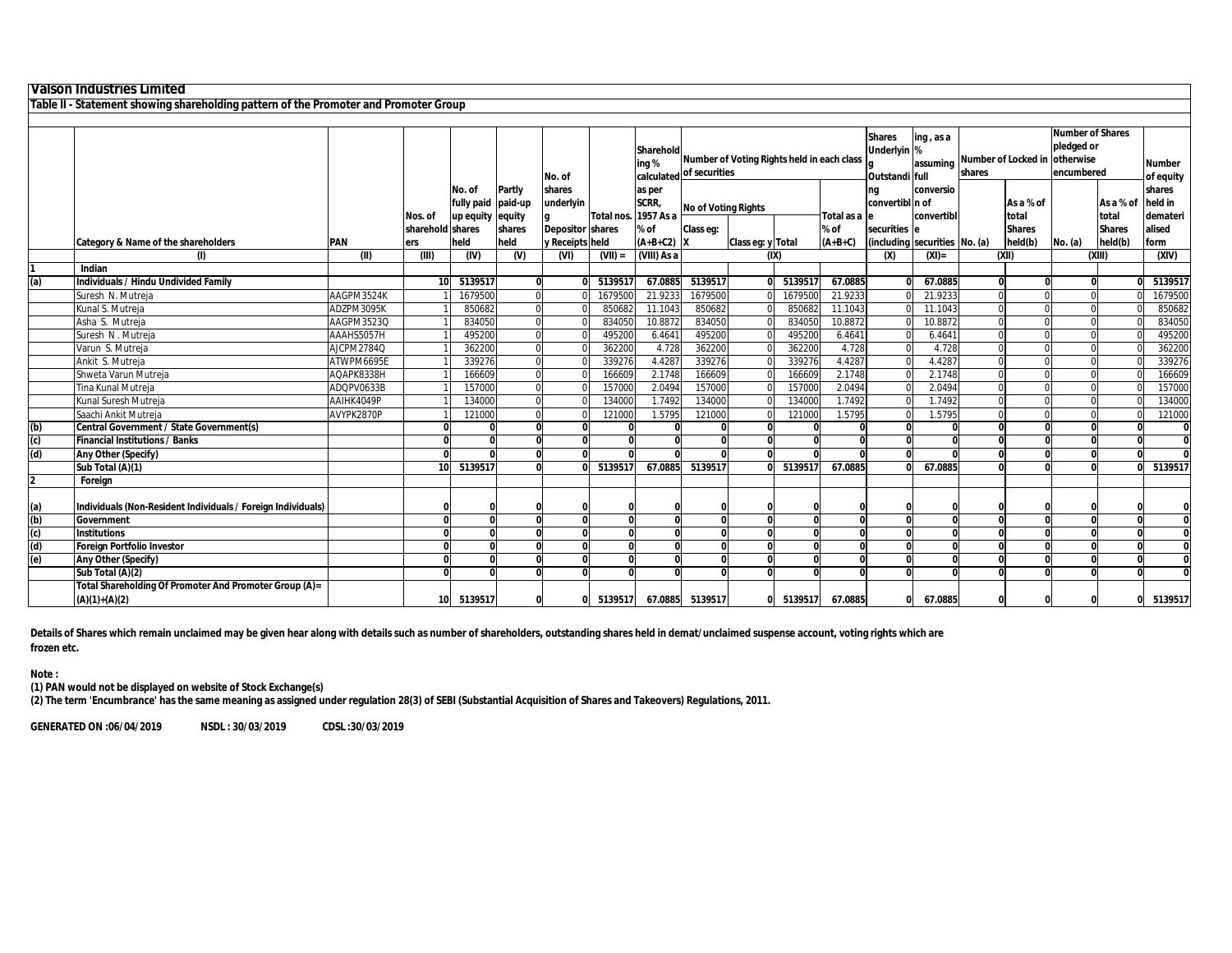**Valson Industries Limited**

**Table II - Statement showing shareholding pattern of the Promoter and Promoter Group**

| | Category & Name of the shareholders | PAN | Nos. of shareholders | No. of fully paid up equity shares held | Partly paid-up equity shares held | No. of shares underlying Depository Receipts | Total nos. shares held | Shareholding % calculated as per SCRR, 1957 As a % of (A+B+C2) | Number of Voting Rights held in each class of securities | | | | Shares Underlying Outstanding convertible securities (including | Shareholding , as a % assuming full conversion of convertible securities | Number of Locked in shares | | Number of Shares pledged or otherwise encumbered | | Number of equity shares held in dematerialised form |
|---|---|---|---|---|---|---|---|---|---|---|---|---|---|---|---|---|---|---|---|
| | | | | | | | | | No of Voting Rights | | | Total as a % of (A+B+C) | | | No. (a) | As a % of total Shares held(b) | No. (a) | As a % of total Shares held(b) | |
| | | | | | | | | | Class eg: X | Class eg: y | Total | | | | | | | | |
| | (I) | (II) | (III) | (IV) | (V) | (VI) | (VII) = | (VIII) As a | (IX) | | | | (X) | (XI)= | (XII) | | (XIII) | | (XIV) |
| 1 | Indian | | | | | | | | | | | | | | | | | | |
| (a) | **Individuals / Hindu Undivided Family** | | 10 | 5139517 | 0 | 0 | 5139517 | 67.0885 | 5139517 | 0 | 5139517 | 67.0885 | 0 | 67.0885 | 0 | 0 | 0 | 0 | 5139517 |
| | Suresh N. Mutreja | AAGPM3524K | 1 | 1679500 | 0 | 0 | 1679500 | 21.9233 | 1679500 | 0 | 1679500 | 21.9233 | 0 | 21.9233 | 0 | 0 | 0 | 0 | 1679500 |
| | Kunal S. Mutreja | ADZPM3095K | 1 | 850682 | 0 | 0 | 850682 | 11.1043 | 850682 | 0 | 850682 | 11.1043 | 0 | 11.1043 | 0 | 0 | 0 | 0 | 850682 |
| | Asha S. Mutreja | AAGPM3523Q | 1 | 834050 | 0 | 0 | 834050 | 10.8872 | 834050 | 0 | 834050 | 10.8872 | 0 | 10.8872 | 0 | 0 | 0 | 0 | 834050 |
| | Suresh N . Mutreja | AAAHS5057H | 1 | 495200 | 0 | 0 | 495200 | 6.4641 | 495200 | 0 | 495200 | 6.4641 | 0 | 6.4641 | 0 | 0 | 0 | 0 | 495200 |
| | Varun S. Mutreja | AJCPM2784Q | 1 | 362200 | 0 | 0 | 362200 | 4.728 | 362200 | 0 | 362200 | 4.728 | 0 | 4.728 | 0 | 0 | 0 | 0 | 362200 |
| | Ankit S. Mutreja | ATWPM6695E | 1 | 339276 | 0 | 0 | 339276 | 4.4287 | 339276 | 0 | 339276 | 4.4287 | 0 | 4.4287 | 0 | 0 | 0 | 0 | 339276 |
| | Shweta Varun Mutreja | AQAPK8338H | 1 | 166609 | 0 | 0 | 166609 | 2.1748 | 166609 | 0 | 166609 | 2.1748 | 0 | 2.1748 | 0 | 0 | 0 | 0 | 166609 |
| | Tina Kunal Mutreja | ADQPV0633B | 1 | 157000 | 0 | 0 | 157000 | 2.0494 | 157000 | 0 | 157000 | 2.0494 | 0 | 2.0494 | 0 | 0 | 0 | 0 | 157000 |
| | Kunal Suresh Mutreja | AAIHK4049P | 1 | 134000 | 0 | 0 | 134000 | 1.7492 | 134000 | 0 | 134000 | 1.7492 | 0 | 1.7492 | 0 | 0 | 0 | 0 | 134000 |
| | Saachi Ankit Mutreja | AVYPK2870P | 1 | 121000 | 0 | 0 | 121000 | 1.5795 | 121000 | 0 | 121000 | 1.5795 | 0 | 1.5795 | 0 | 0 | 0 | 0 | 121000 |
| (b) | **Central Government / State Government(s)** | | 0 | 0 | 0 | 0 | 0 | 0 | 0 | 0 | 0 | 0 | 0 | 0 | 0 | 0 | 0 | 0 | 0 |
| (c) | **Financial Institutions / Banks** | | 0 | 0 | 0 | 0 | 0 | 0 | 0 | 0 | 0 | 0 | 0 | 0 | 0 | 0 | 0 | 0 | 0 |
| (d) | **Any Other (Specify)** | | 0 | 0 | 0 | 0 | 0 | 0 | 0 | 0 | 0 | 0 | 0 | 0 | 0 | 0 | 0 | 0 | 0 |
| | **Sub Total (A)(1)** | | 10 | 5139517 | 0 | 0 | 5139517 | 67.0885 | 5139517 | 0 | 5139517 | 67.0885 | 0 | 67.0885 | 0 | 0 | 0 | 0 | 5139517 |
| 2 | Foreign | | | | | | | | | | | | | | | | | | |
| (a) | **Individuals (Non-Resident Individuals / Foreign Individuals)** | | 0 | 0 | 0 | 0 | 0 | 0 | 0 | 0 | 0 | 0 | 0 | 0 | 0 | 0 | 0 | 0 | 0 |
| (b) | **Government** | | 0 | 0 | 0 | 0 | 0 | 0 | 0 | 0 | 0 | 0 | 0 | 0 | 0 | 0 | 0 | 0 | 0 |
| (c) | **Institutions** | | 0 | 0 | 0 | 0 | 0 | 0 | 0 | 0 | 0 | 0 | 0 | 0 | 0 | 0 | 0 | 0 | 0 |
| (d) | **Foreign Portfolio Investor** | | 0 | 0 | 0 | 0 | 0 | 0 | 0 | 0 | 0 | 0 | 0 | 0 | 0 | 0 | 0 | 0 | 0 |
| (e) | **Any Other (Specify)** | | 0 | 0 | 0 | 0 | 0 | 0 | 0 | 0 | 0 | 0 | 0 | 0 | 0 | 0 | 0 | 0 | 0 |
| | **Sub Total (A)(2)** | | 0 | 0 | 0 | 0 | 0 | 0 | 0 | 0 | 0 | 0 | 0 | 0 | 0 | 0 | 0 | 0 | 0 |
| | **Total Shareholding Of Promoter And Promoter Group (A)= (A)(1)+(A)(2)** | | 10 | 5139517 | 0 | 0 | 5139517 | 67.0885 | 5139517 | 0 | 5139517 | 67.0885 | 0 | 67.0885 | 0 | 0 | 0 | 0 | 5139517 |

**Details of Shares which remain unclaimed may be given hear along with details such as number of shareholders, outstanding shares held in demat/unclaimed suspense account, voting rights which are frozen etc.**

**Note :**

**(1) PAN would not be displayed on website of Stock Exchange(s)**

**(2) The term 'Encumbrance' has the same meaning as assigned under regulation 28(3) of SEBI (Substantial Acquisition of Shares and Takeovers) Regulations, 2011.**

**GENERATED ON :06/04/2019 NSDL : 30/03/2019 CDSL :30/03/2019**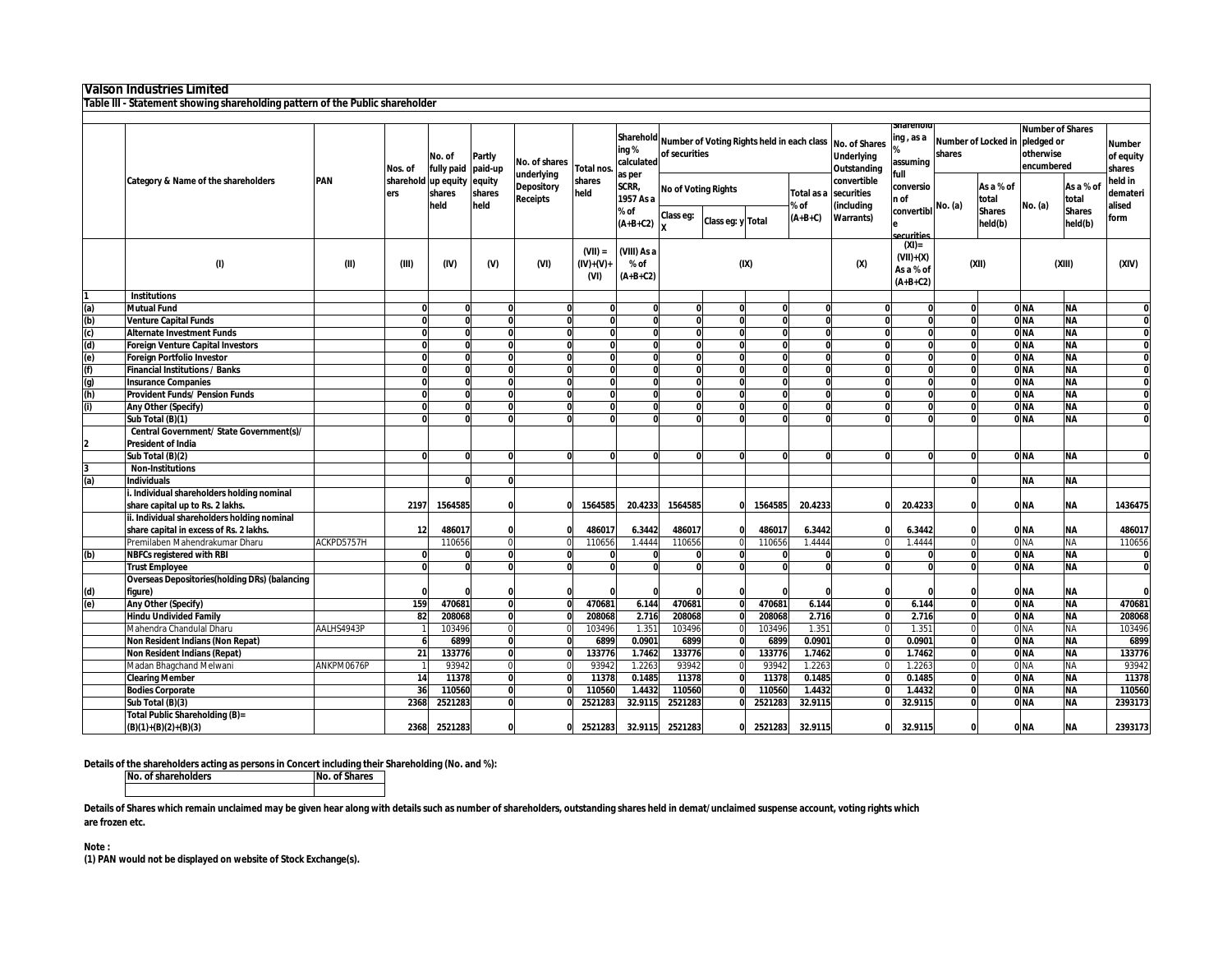# Valson Industries Limited

## Table III - Statement showing shareholding pattern of the Public shareholder

| | Category & Name of the shareholders | PAN | Nos. of shareholders | No. of fully paid up equity shares held | Partly paid-up equity shares held | No. of shares underlying Depository Receipts | Total nos. shares held | Shareholding % calculated as per SCRR, 1957 As a % of (A+B+C2) | Number of Voting Rights held in each class of securities | | | | No. of Shares Underlying Outstanding convertible securities (including Warrants) | Shareholding , as a % assuming full conversion of convertible securities | Number of Locked in shares | | Number of Shares pledged or otherwise encumbered | | Number of equity shares held in dematerialised form |
|---|---|---|---|---|---|---|---|---|---|---|---|---|---|---|---|---|---|---|---|
| | | | | | | | | | No of Voting Rights | | | Total as a % of (A+B+C) | | | No. (a) | As a % of total Shares held(b) | No. (a) | As a % of total Shares held(b) | |
| | | | | | | | | | Class eg: X | Class eg: y | Total | | | | | | | | |
| | (I) | (II) | (III) | (IV) | (V) | (VI) | (VII) = (IV)+(V)+ (VI) | (VIII) As a % of (A+B+C2) | (IX) | | | | (X) | (XI)= (VII)+(X) As a % of (A+B+C2) | (XII) | | (XIII) | | (XIV) |
| 1 | Institutions | | | | | | | | | | | | | | | | | | |
| (a) | Mutual Fund | | 0 | 0 | 0 | 0 | 0 | 0 | 0 | 0 | 0 | 0 | 0 | 0 | 0 | 0 | NA | NA | 0 |
| (b) | Venture Capital Funds | | 0 | 0 | 0 | 0 | 0 | 0 | 0 | 0 | 0 | 0 | 0 | 0 | 0 | 0 | NA | NA | 0 |
| (c) | Alternate Investment Funds | | 0 | 0 | 0 | 0 | 0 | 0 | 0 | 0 | 0 | 0 | 0 | 0 | 0 | 0 | NA | NA | 0 |
| (d) | Foreign Venture Capital Investors | | 0 | 0 | 0 | 0 | 0 | 0 | 0 | 0 | 0 | 0 | 0 | 0 | 0 | 0 | NA | NA | 0 |
| (e) | Foreign Portfolio Investor | | 0 | 0 | 0 | 0 | 0 | 0 | 0 | 0 | 0 | 0 | 0 | 0 | 0 | 0 | NA | NA | 0 |
| (f) | Financial Institutions / Banks | | 0 | 0 | 0 | 0 | 0 | 0 | 0 | 0 | 0 | 0 | 0 | 0 | 0 | 0 | NA | NA | 0 |
| (g) | Insurance Companies | | 0 | 0 | 0 | 0 | 0 | 0 | 0 | 0 | 0 | 0 | 0 | 0 | 0 | 0 | NA | NA | 0 |
| (h) | Provident Funds/ Pension Funds | | 0 | 0 | 0 | 0 | 0 | 0 | 0 | 0 | 0 | 0 | 0 | 0 | 0 | 0 | NA | NA | 0 |
| (i) | Any Other (Specify) | | 0 | 0 | 0 | 0 | 0 | 0 | 0 | 0 | 0 | 0 | 0 | 0 | 0 | 0 | NA | NA | 0 |
| | Sub Total (B)(1) | | 0 | 0 | 0 | 0 | 0 | 0 | 0 | 0 | 0 | 0 | 0 | 0 | 0 | 0 | NA | NA | 0 |
| 2 | Central Government/ State Government(s)/ President of India | | | | | | | | | | | | | | | | | | |
| | Sub Total (B)(2) | | 0 | 0 | 0 | 0 | 0 | 0 | 0 | 0 | 0 | 0 | 0 | 0 | 0 | 0 | NA | NA | 0 |
| 3 | Non-Institutions | | | | | | | | | | | | | | | | | | |
| (a) | Individuals | | | 0 | 0 | | | | | | | | | | 0 | | NA | NA | |
| | i. Individual shareholders holding nominal share capital up to Rs. 2 lakhs. | | 2197 | 1564585 | 0 | 0 | 1564585 | 20.4233 | 1564585 | 0 | 1564585 | 20.4233 | 0 | 20.4233 | 0 | 0 | NA | NA | 1436475 |
| | ii. Individual shareholders holding nominal share capital in excess of Rs. 2 lakhs. | | 12 | 486017 | 0 | 0 | 486017 | 6.3442 | 486017 | 0 | 486017 | 6.3442 | 0 | 6.3442 | 0 | 0 | NA | NA | 486017 |
| | Premilaben Mahendrakumar Dharu | ACKPD5757H | | 110656 | 0 | 0 | 110656 | 1.4444 | 110656 | 0 | 110656 | 1.4444 | 0 | 1.4444 | 0 | 0 | NA | NA | 110656 |
| (b) | NBFCs registered with RBI | | 0 | 0 | 0 | 0 | 0 | 0 | 0 | 0 | 0 | 0 | 0 | 0 | 0 | 0 | NA | NA | 0 |
| | Trust Employee | | 0 | 0 | 0 | 0 | 0 | 0 | 0 | 0 | 0 | 0 | 0 | 0 | 0 | 0 | NA | NA | 0 |
| (d) | Overseas Depositories(holding DRs) (balancing figure) | | 0 | 0 | 0 | 0 | 0 | 0 | 0 | 0 | 0 | 0 | 0 | 0 | 0 | 0 | NA | NA | 0 |
| (e) | Any Other (Specify) | | 159 | 470681 | 0 | 0 | 470681 | 6.144 | 470681 | 0 | 470681 | 6.144 | 0 | 6.144 | 0 | 0 | NA | NA | 470681 |
| | Hindu Undivided Family | | 82 | 208068 | 0 | 0 | 208068 | 2.716 | 208068 | 0 | 208068 | 2.716 | 0 | 2.716 | 0 | 0 | NA | NA | 208068 |
| | Mahendra Chandulal Dharu | AALHS4943P | 1 | 103496 | 0 | 0 | 103496 | 1.351 | 103496 | 0 | 103496 | 1.351 | 0 | 1.351 | 0 | 0 | NA | NA | 103496 |
| | Non Resident Indians (Non Repat) | | 6 | 6899 | 0 | 0 | 6899 | 0.0901 | 6899 | 0 | 6899 | 0.0901 | 0 | 0.0901 | 0 | 0 | NA | NA | 6899 |
| | Non Resident Indians (Repat) | | 21 | 133776 | 0 | 0 | 133776 | 1.7462 | 133776 | 0 | 133776 | 1.7462 | 0 | 1.7462 | 0 | 0 | NA | NA | 133776 |
| | Madan Bhagchand Melwani | ANKPM0676P | 1 | 93942 | 0 | 0 | 93942 | 1.2263 | 93942 | 0 | 93942 | 1.2263 | 0 | 1.2263 | 0 | 0 | NA | NA | 93942 |
| | Clearing Member | | 14 | 11378 | 0 | 0 | 11378 | 0.1485 | 11378 | 0 | 11378 | 0.1485 | 0 | 0.1485 | 0 | 0 | NA | NA | 11378 |
| | Bodies Corporate | | 36 | 110560 | 0 | 0 | 110560 | 1.4432 | 110560 | 0 | 110560 | 1.4432 | 0 | 1.4432 | 0 | 0 | NA | NA | 110560 |
| | Sub Total (B)(3) | | 2368 | 2521283 | 0 | 0 | 2521283 | 32.9115 | 2521283 | 0 | 2521283 | 32.9115 | 0 | 32.9115 | 0 | 0 | NA | NA | 2393173 |
| | Total Public Shareholding (B)= (B)(1)+(B)(2)+(B)(3) | | 2368 | 2521283 | 0 | 0 | 2521283 | 32.9115 | 2521283 | 0 | 2521283 | 32.9115 | 0 | 32.9115 | 0 | 0 | NA | NA | 2393173 |

**Details of the shareholders acting as persons in Concert including their Shareholding (No. and %):**

| No. of shareholders | No. of Shares |
|---|---|
| | |

**Details of Shares which remain unclaimed may be given hear along with details such as number of shareholders, outstanding shares held in demat/unclaimed suspense account, voting rights which are frozen etc.**

**Note :**
**(1) PAN would not be displayed on website of Stock Exchange(s).**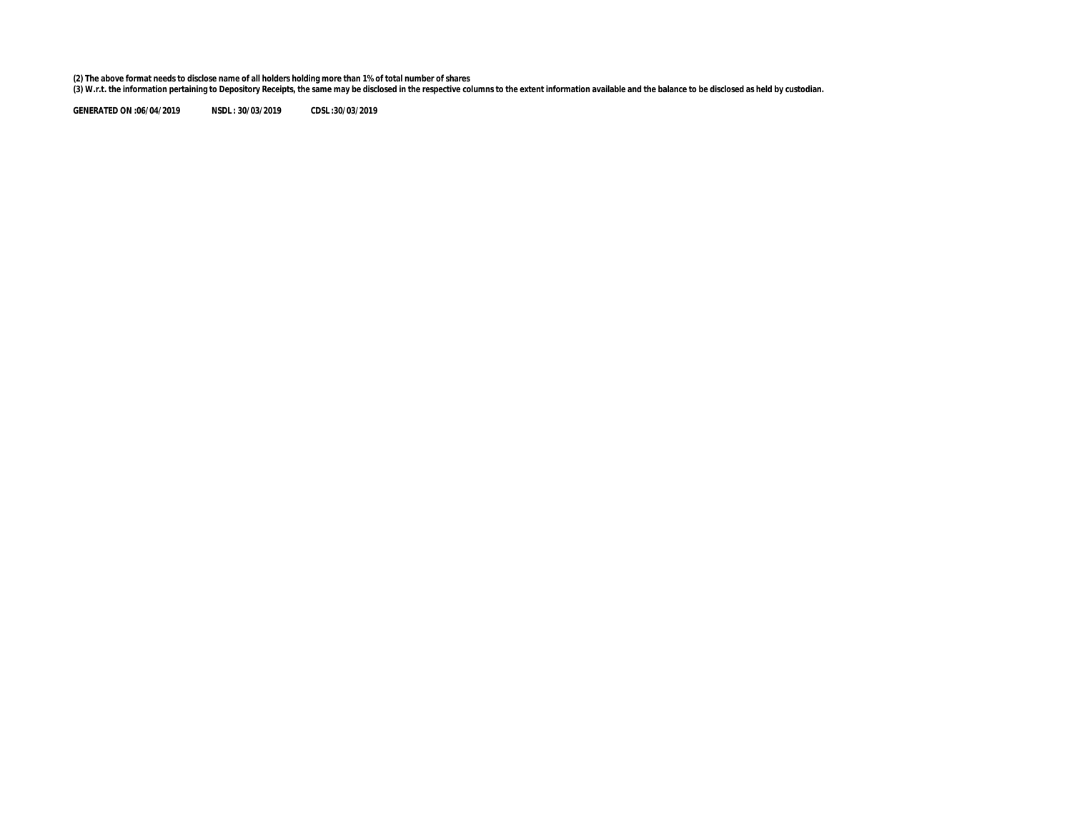**(2) The above format needs to disclose name of all holders holding more than 1% of total number of shares**

**(3) W.r.t. the information pertaining to Depository Receipts, the same may be disclosed in the respective columns to the extent information available and the balance to be disclosed as held by custodian.**

**GENERATED ON :06/04/2019 NSDL : 30/03/2019 CDSL :30/03/2019**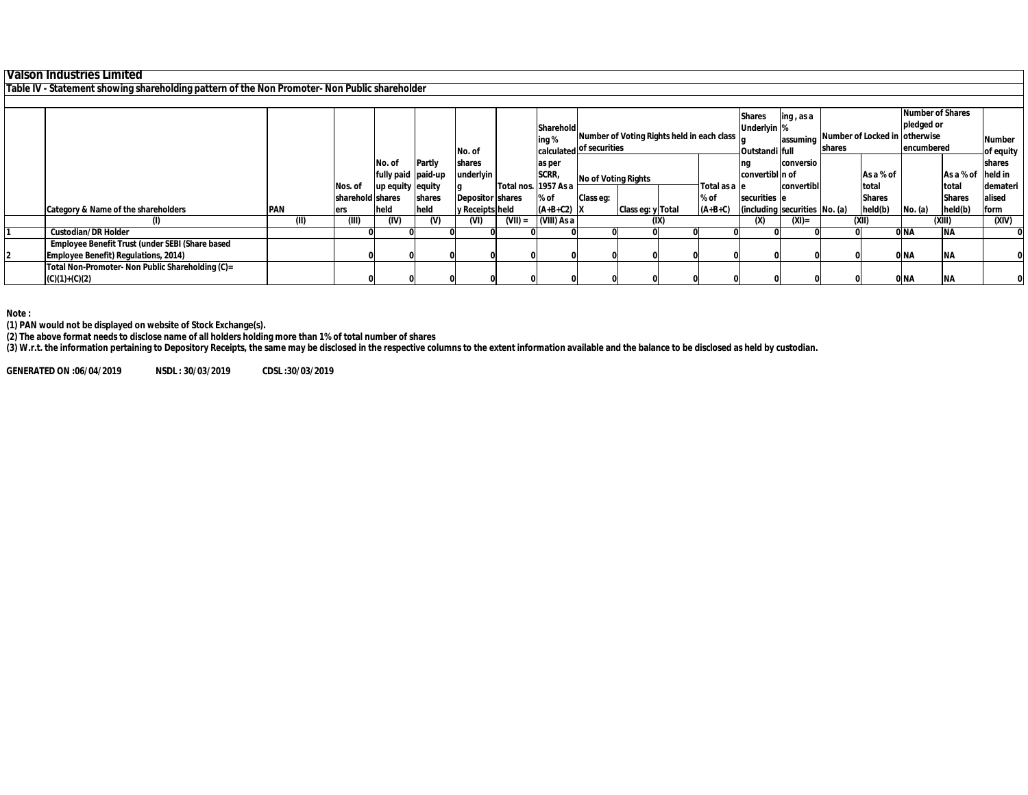# Valson Industries Limited

## Table IV - Statement showing shareholding pattern of the Non Promoter- Non Public shareholder

| | Category & Name of the shareholders | PAN | Nos. of shareholders | No. of fully paid up equity shares held | Partly paid-up equity shares held | No. of shares underlying Depository Receipts | Total nos. shares held | Shareholding % calculated as per SCRR, 1957 As a % of (A+B+C2) | Number of Voting Rights held in each class of securities | | | | Shares Underlying Outstanding convertible securities (including | ing , as a % assuming full conversion of convertible securities | Number of Locked in shares | | Number of Shares pledged or otherwise encumbered | | Number of equity shares held in dematerialised form |
|---|---|---|---|---|---|---|---|---|---|---|---|---|---|---|---|---|---|---|---|
| | | | | | | | | | No of Voting Rights | | | Total as a % of (A+B+C) | | | No. (a) | As a % of total Shares held(b) | No. (a) | As a % of total Shares held(b) | |
| | | | | | | | | | Class eg: X | Class eg: y | Total | | | | | | | | |
| | (I) | (II) | (III) | (IV) | (V) | (VI) | (VII) = | (VIII) As a | (IX) | | | | (X) | (XI)= | (XII) | | (XIII) | | (XIV) |
| 1 | Custodian/DR Holder | | 0 | 0 | 0 | 0 | 0 | 0 | 0 | 0 | 0 | 0 | 0 | 0 | 0 | 0 | NA | NA | 0 |
| 2 | Employee Benefit Trust (under SEBI (Share based Employee Benefit) Regulations, 2014) | | 0 | 0 | 0 | 0 | 0 | 0 | 0 | 0 | 0 | 0 | 0 | 0 | 0 | 0 | NA | NA | 0 |
| | Total Non-Promoter- Non Public Shareholding (C)= (C)(1)+(C)(2) | | 0 | 0 | 0 | 0 | 0 | 0 | 0 | 0 | 0 | 0 | 0 | 0 | 0 | 0 | NA | NA | 0 |

**Note :**

**(1) PAN would not be displayed on website of Stock Exchange(s).**

**(2) The above format needs to disclose name of all holders holding more than 1% of total number of shares**

**(3) W.r.t. the information pertaining to Depository Receipts, the same may be disclosed in the respective columns to the extent information available and the balance to be disclosed as held by custodian.**

**GENERATED ON :06/04/2019 NSDL : 30/03/2019 CDSL :30/03/2019**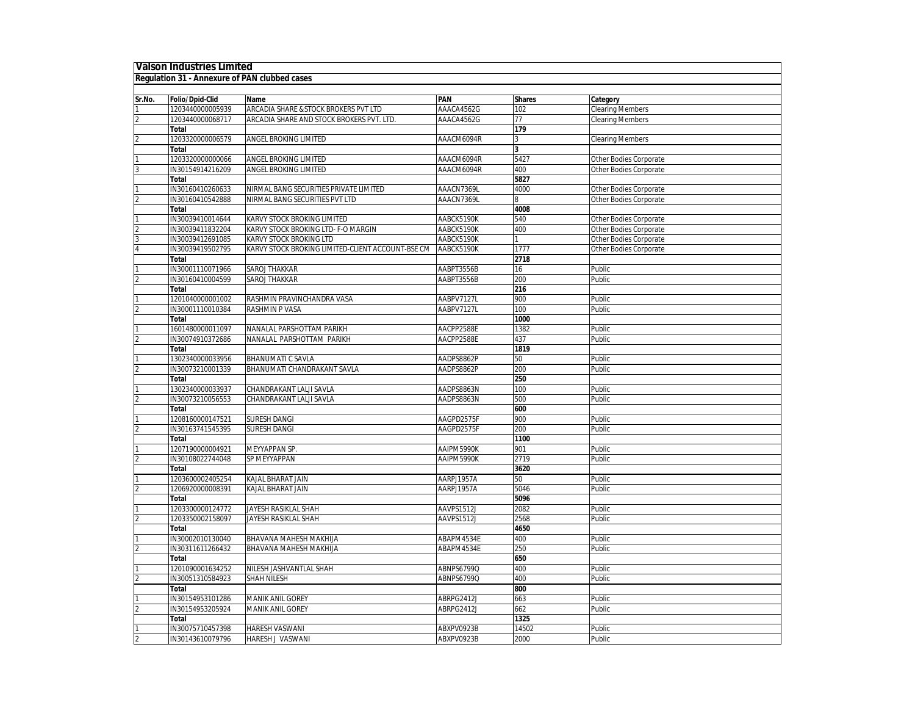## Valson Industries Limited

### Regulation 31 - Annexure of PAN clubbed cases

| Sr.No. | Folio/Dpid-Clid | Name | PAN | Shares | Category |
|---|---|---|---|---|---|
| 1 | 1203440000005939 | ARCADIA SHARE &STOCK BROKERS PVT LTD | AAACA4562G | 102 | Clearing Members |
| 2 | 1203440000068717 | ARCADIA SHARE AND STOCK BROKERS PVT. LTD. | AAACA4562G | 77 | Clearing Members |
| | **Total** | | | **179** | |
| 2 | 1203320000006579 | ANGEL BROKING LIMITED | AAACM6094R | 3 | Clearing Members |
| | **Total** | | | **3** | |
| 1 | 1203320000000066 | ANGEL BROKING LIMITED | AAACM6094R | 5427 | Other Bodies Corporate |
| 3 | IN30154914216209 | ANGEL BROKING LIMITED | AAACM6094R | 400 | Other Bodies Corporate |
| | **Total** | | | **5827** | |
| 1 | IN30160410260633 | NIRMAL BANG SECURITIES PRIVATE LIMITED | AAACN7369L | 4000 | Other Bodies Corporate |
| 2 | IN30160410542888 | NIRMAL BANG SECURITIES PVT LTD | AAACN7369L | 8 | Other Bodies Corporate |
| | **Total** | | | **4008** | |
| 1 | IN30039410014644 | KARVY STOCK BROKING LIMITED | AABCK5190K | 540 | Other Bodies Corporate |
| 2 | IN30039411832204 | KARVY STOCK BROKING LTD- F-O MARGIN | AABCK5190K | 400 | Other Bodies Corporate |
| 3 | IN30039412691085 | KARVY STOCK BROKING LTD | AABCK5190K | 1 | Other Bodies Corporate |
| 4 | IN30039419502795 | KARVY STOCK BROKING LIMITED-CLIENT ACCOUNT-BSE CM | AABCK5190K | 1777 | Other Bodies Corporate |
| | **Total** | | | **2718** | |
| 1 | IN30001110071966 | SAROJ THAKKAR | AABPT3556B | 16 | Public |
| 2 | IN30160410004599 | SAROJ THAKKAR | AABPT3556B | 200 | Public |
| | **Total** | | | **216** | |
| 1 | 1201040000001002 | RASHMIN PRAVINCHANDRA VASA | AABPV7127L | 900 | Public |
| 2 | IN30001110010384 | RASHMIN P VASA | AABPV7127L | 100 | Public |
| | **Total** | | | **1000** | |
| 1 | 1601480000011097 | NANALAL PARSHOTTAM PARIKH | AACPP2588E | 1382 | Public |
| 2 | IN30074910372686 | NANALAL PARSHOTTAM PARIKH | AACPP2588E | 437 | Public |
| | **Total** | | | **1819** | |
| 1 | 1302340000033956 | BHANUMATI C SAVLA | AADPS8862P | 50 | Public |
| 2 | IN30073210001339 | BHANUMATI CHANDRAKANT SAVLA | AADPS8862P | 200 | Public |
| | **Total** | | | **250** | |
| 1 | 1302340000033937 | CHANDRAKANT LALJI SAVLA | AADPS8863N | 100 | Public |
| 2 | IN30073210056553 | CHANDRAKANT LALJI SAVLA | AADPS8863N | 500 | Public |
| | **Total** | | | **600** | |
| 1 | 1208160000147521 | SURESH DANGI | AAGPD2575F | 900 | Public |
| 2 | IN30163741545395 | SURESH DANGI | AAGPD2575F | 200 | Public |
| | **Total** | | | **1100** | |
| 1 | 1207190000004921 | MEYYAPPAN SP. | AAIPM5990K | 901 | Public |
| 2 | IN30108022744048 | SP MEYYAPPAN | AAIPM5990K | 2719 | Public |
| | **Total** | | | **3620** | |
| 1 | 1203600002405254 | KAJAL BHARAT JAIN | AARPJ1957A | 50 | Public |
| 2 | 1206920000008391 | KAJAL BHARAT JAIN | AARPJ1957A | 5046 | Public |
| | **Total** | | | **5096** | |
| 1 | 1203300000124772 | JAYESH RASIKLAL SHAH | AAVPS1512J | 2082 | Public |
| 2 | 1203350002158097 | JAYESH RASIKLAL SHAH | AAVPS1512J | 2568 | Public |
| | **Total** | | | **4650** | |
| 1 | IN30002010130040 | BHAVANA MAHESH MAKHIJA | ABAPM4534E | 400 | Public |
| 2 | IN30311611266432 | BHAVANA MAHESH MAKHIJA | ABAPM4534E | 250 | Public |
| | **Total** | | | **650** | |
| 1 | 1201090001634252 | NILESH JASHVANTLAL SHAH | ABNPS6799Q | 400 | Public |
| 2 | IN30051310584923 | SHAH NILESH | ABNPS6799Q | 400 | Public |
| | **Total** | | | **800** | |
| 1 | IN30154953101286 | MANIK ANIL GOREY | ABRPG2412J | 663 | Public |
| 2 | IN30154953205924 | MANIK ANIL GOREY | ABRPG2412J | 662 | Public |
| | **Total** | | | **1325** | |
| 1 | IN30075710457398 | HARESH VASWANI | ABXPV0923B | 14502 | Public |
| 2 | IN30143610079796 | HARESH J VASWANI | ABXPV0923B | 2000 | Public |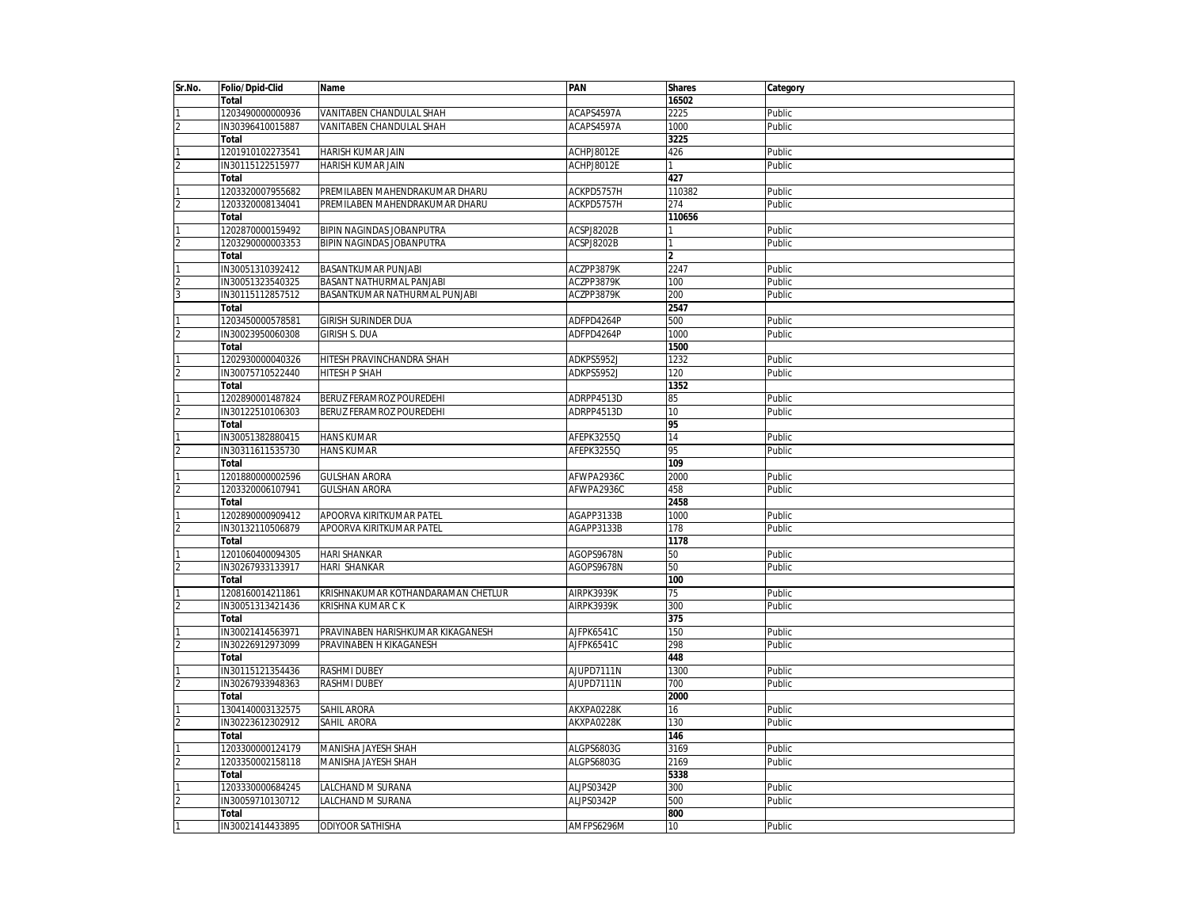| Sr.No. | Folio/Dpid-Clid | Name | PAN | Shares | Category |
|---|---|---|---|---|---|
| | **Total** | | | **16502** | |
| 1 | 1203490000000936 | VANITABEN CHANDULAL SHAH | ACAPS4597A | 2225 | Public |
| 2 | IN30396410015887 | VANITABEN CHANDULAL SHAH | ACAPS4597A | 1000 | Public |
| | **Total** | | | **3225** | |
| 1 | 1201910102273541 | HARISH KUMAR JAIN | ACHPJ8012E | 426 | Public |
| 2 | IN30115122515977 | HARISH KUMAR JAIN | ACHPJ8012E | 1 | Public |
| | **Total** | | | **427** | |
| 1 | 1203320007955682 | PREMILABEN MAHENDRAKUMAR DHARU | ACKPD5757H | 110382 | Public |
| 2 | 1203320008134041 | PREMILABEN MAHENDRAKUMAR DHARU | ACKPD5757H | 274 | Public |
| | **Total** | | | **110656** | |
| 1 | 1202870000159492 | BIPIN NAGINDAS JOBANPUTRA | ACSPJ8202B | 1 | Public |
| 2 | 1203290000003353 | BIPIN NAGINDAS JOBANPUTRA | ACSPJ8202B | 1 | Public |
| | **Total** | | | **2** | |
| 1 | IN30051310392412 | BASANTKUMAR PUNJABI | ACZPP3879K | 2247 | Public |
| 2 | IN30051323540325 | BASANT NATHURMAL PANJABI | ACZPP3879K | 100 | Public |
| 3 | IN30115112857512 | BASANTKUMAR NATHURMAL PUNJABI | ACZPP3879K | 200 | Public |
| | **Total** | | | **2547** | |
| 1 | 1203450000578581 | GIRISH SURINDER DUA | ADFPD4264P | 500 | Public |
| 2 | IN30023950060308 | GIRISH S. DUA | ADFPD4264P | 1000 | Public |
| | **Total** | | | **1500** | |
| 1 | 1202930000040326 | HITESH PRAVINCHANDRA SHAH | ADKPS5952J | 1232 | Public |
| 2 | IN30075710522440 | HITESH P SHAH | ADKPS5952J | 120 | Public |
| | **Total** | | | **1352** | |
| 1 | 1202890001487824 | BERUZ FERAMROZ POUREDEHI | ADRPP4513D | 85 | Public |
| 2 | IN30122510106303 | BERUZ FERAMROZ POUREDEHI | ADRPP4513D | 10 | Public |
| | **Total** | | | **95** | |
| 1 | IN30051382880415 | HANS KUMAR | AFEPK3255Q | 14 | Public |
| 2 | IN30311611535730 | HANS KUMAR | AFEPK3255Q | 95 | Public |
| | **Total** | | | **109** | |
| 1 | 1201880000002596 | GULSHAN ARORA | AFWPA2936C | 2000 | Public |
| 2 | 1203320006107941 | GULSHAN ARORA | AFWPA2936C | 458 | Public |
| | **Total** | | | **2458** | |
| 1 | 1202890000909412 | APOORVA KIRITKUMAR PATEL | AGAPP3133B | 1000 | Public |
| 2 | IN30132110506879 | APOORVA KIRITKUMAR PATEL | AGAPP3133B | 178 | Public |
| | **Total** | | | **1178** | |
| 1 | 1201060400094305 | HARI SHANKAR | AGOPS9678N | 50 | Public |
| 2 | IN30267933133917 | HARI SHANKAR | AGOPS9678N | 50 | Public |
| | **Total** | | | **100** | |
| 1 | 1208160014211861 | KRISHNAKUMAR KOTHANDARAMAN CHETLUR | AIRPK3939K | 75 | Public |
| 2 | IN30051313421436 | KRISHNA KUMAR C K | AIRPK3939K | 300 | Public |
| | **Total** | | | **375** | |
| 1 | IN30021414563971 | PRAVINABEN HARISHKUMAR KIKAGANESH | AJFPK6541C | 150 | Public |
| 2 | IN30226912973099 | PRAVINABEN H KIKAGANESH | AJFPK6541C | 298 | Public |
| | **Total** | | | **448** | |
| 1 | IN30115121354436 | RASHMI DUBEY | AJUPD7111N | 1300 | Public |
| 2 | IN30267933948363 | RASHMI DUBEY | AJUPD7111N | 700 | Public |
| | **Total** | | | **2000** | |
| 1 | 1304140003132575 | SAHIL ARORA | AKXPA0228K | 16 | Public |
| 2 | IN30223612302912 | SAHIL ARORA | AKXPA0228K | 130 | Public |
| | **Total** | | | **146** | |
| 1 | 1203300000124179 | MANISHA JAYESH SHAH | ALGPS6803G | 3169 | Public |
| 2 | 1203350002158118 | MANISHA JAYESH SHAH | ALGPS6803G | 2169 | Public |
| | **Total** | | | **5338** | |
| 1 | 1203330000684245 | LALCHAND M SURANA | ALJPS0342P | 300 | Public |
| 2 | IN30059710130712 | LALCHAND M SURANA | ALJPS0342P | 500 | Public |
| | **Total** | | | **800** | |
| 1 | IN30021414433895 | ODIYOOR SATHISHA | AMFPS6296M | 10 | Public |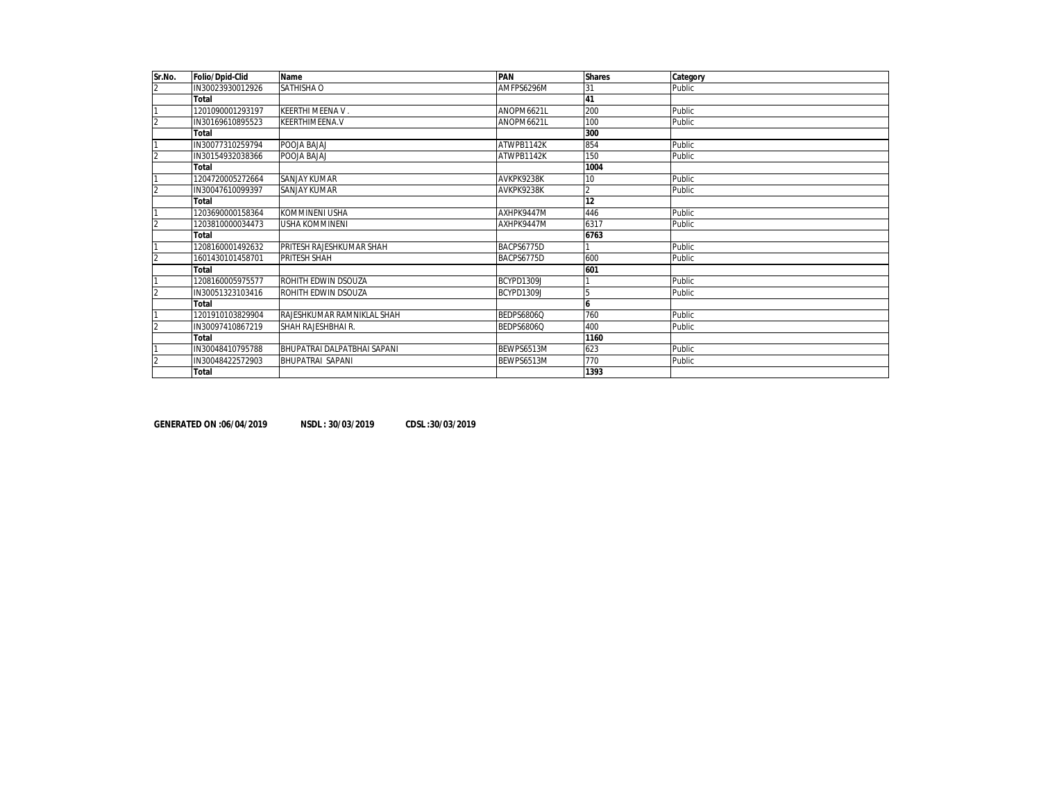| Sr.No. | Folio/Dpid-Clid | Name | PAN | Shares | Category |
|---|---|---|---|---|---|
| 2 | IN30023930012926 | SATHISHA O | AMFPS6296M | 31 | Public |
| | **Total** | | | **41** | |
| 1 | 1201090001293197 | KEERTHI MEENA V . | ANOPM6621L | 200 | Public |
| 2 | IN30169610895523 | KEERTHIMEENA.V | ANOPM6621L | 100 | Public |
| | **Total** | | | **300** | |
| 1 | IN30077310259794 | POOJA BAJAJ | ATWPB1142K | 854 | Public |
| 2 | IN30154932038366 | POOJA BAJAJ | ATWPB1142K | 150 | Public |
| | **Total** | | | **1004** | |
| 1 | 1204720005272664 | SANJAY KUMAR | AVKPK9238K | 10 | Public |
| 2 | IN30047610099397 | SANJAY KUMAR | AVKPK9238K | 2 | Public |
| | **Total** | | | **12** | |
| 1 | 1203690000158364 | KOMMINENI USHA | AXHPK9447M | 446 | Public |
| 2 | 1203810000034473 | USHA KOMMINENI | AXHPK9447M | 6317 | Public |
| | **Total** | | | **6763** | |
| 1 | 1208160001492632 | PRITESH RAJESHKUMAR SHAH | BACPS6775D | 1 | Public |
| 2 | 1601430101458701 | PRITESH SHAH | BACPS6775D | 600 | Public |
| | **Total** | | | **601** | |
| 1 | 1208160005975577 | ROHITH EDWIN DSOUZA | BCYPD1309J | 1 | Public |
| 2 | IN30051323103416 | ROHITH EDWIN DSOUZA | BCYPD1309J | 5 | Public |
| | **Total** | | | **6** | |
| 1 | 1201910103829904 | RAJESHKUMAR RAMNIKLAL SHAH | BEDPS6806Q | 760 | Public |
| 2 | IN30097410867219 | SHAH RAJESHBHAI R. | BEDPS6806Q | 400 | Public |
| | **Total** | | | **1160** | |
| 1 | IN30048410795788 | BHUPATRAI DALPATBHAI SAPANI | BEWPS6513M | 623 | Public |
| 2 | IN30048422572903 | BHUPATRAI SAPANI | BEWPS6513M | 770 | Public |
| | **Total** | | | **1393** | |

**GENERATED ON :06/04/2019 NSDL : 30/03/2019 CDSL :30/03/2019**